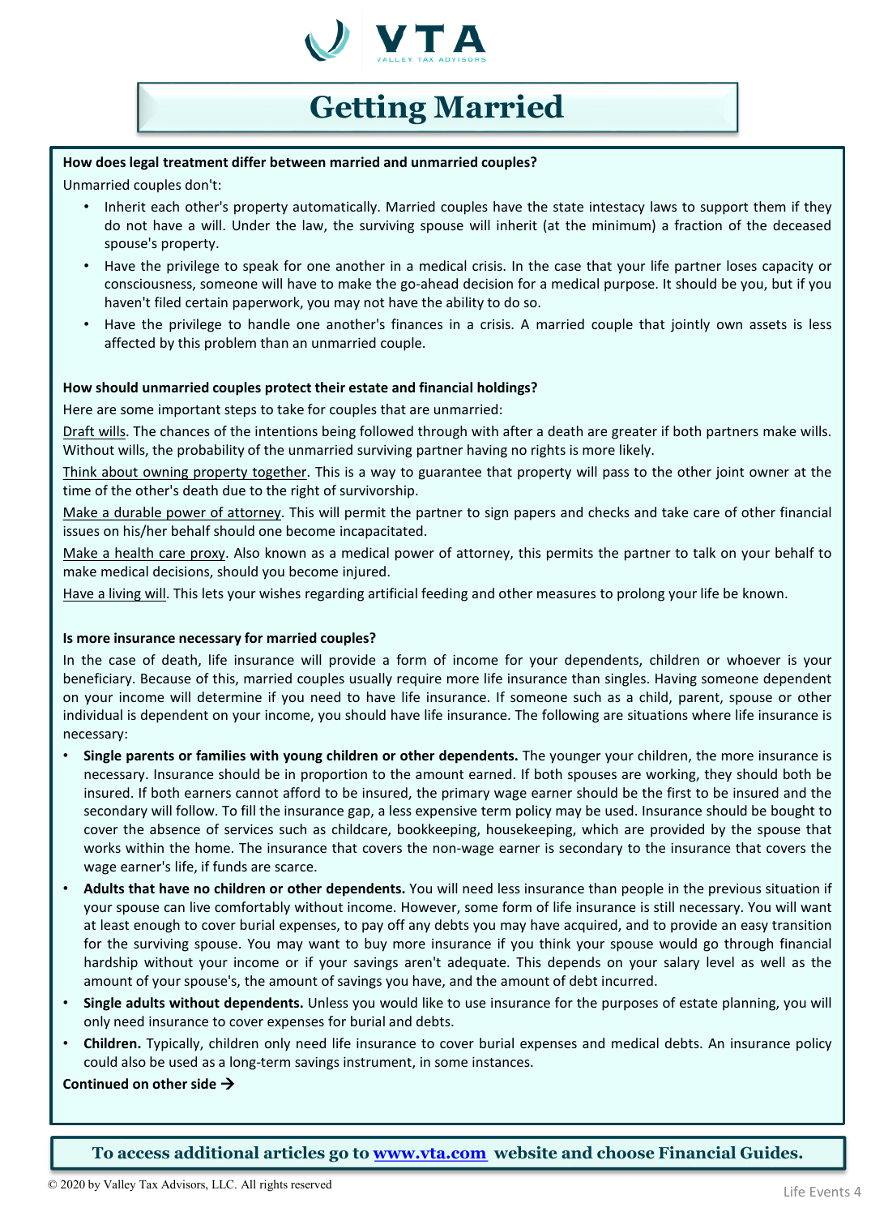# Getting Married

**How does legal treatment differ between married and unmarried couples?**

Unmarried couples don't:

- Inherit each other's property automatically. Married couples have the state intestacy laws to support them if they do not have a will. Under the law, the surviving spouse will inherit (at the minimum) a fraction of the deceased spouse's property.
- Have the privilege to speak for one another in a medical crisis. In the case that your life partner loses capacity or consciousness, someone will have to make the go-ahead decision for a medical purpose. It should be you, but if you haven't filed certain paperwork, you may not have the ability to do so.
- Have the privilege to handle one another's finances in a crisis. A married couple that jointly own assets is less affected by this problem than an unmarried couple.

**How should unmarried couples protect their estate and financial holdings?**

Here are some important steps to take for couples that are unmarried:

Draft wills. The chances of the intentions being followed through with after a death are greater if both partners make wills. Without wills, the probability of the unmarried surviving partner having no rights is more likely.

Think about owning property together. This is a way to guarantee that property will pass to the other joint owner at the time of the other's death due to the right of survivorship.

Make a durable power of attorney. This will permit the partner to sign papers and checks and take care of other financial issues on his/her behalf should one become incapacitated.

Make a health care proxy. Also known as a medical power of attorney, this permits the partner to talk on your behalf to make medical decisions, should you become injured.

Have a living will. This lets your wishes regarding artificial feeding and other measures to prolong your life be known.

**Is more insurance necessary for married couples?**

In the case of death, life insurance will provide a form of income for your dependents, children or whoever is your beneficiary. Because of this, married couples usually require more life insurance than singles. Having someone dependent on your income will determine if you need to have life insurance. If someone such as a child, parent, spouse or other individual is dependent on your income, you should have life insurance. The following are situations where life insurance is necessary:

- **Single parents or families with young children or other dependents.** The younger your children, the more insurance is necessary. Insurance should be in proportion to the amount earned. If both spouses are working, they should both be insured. If both earners cannot afford to be insured, the primary wage earner should be the first to be insured and the secondary will follow. To fill the insurance gap, a less expensive term policy may be used. Insurance should be bought to cover the absence of services such as childcare, bookkeeping, housekeeping, which are provided by the spouse that works within the home. The insurance that covers the non-wage earner is secondary to the insurance that covers the wage earner's life, if funds are scarce.
- **Adults that have no children or other dependents.** You will need less insurance than people in the previous situation if your spouse can live comfortably without income. However, some form of life insurance is still necessary. You will want at least enough to cover burial expenses, to pay off any debts you may have acquired, and to provide an easy transition for the surviving spouse. You may want to buy more insurance if you think your spouse would go through financial hardship without your income or if your savings aren't adequate. This depends on your salary level as well as the amount of your spouse's, the amount of savings you have, and the amount of debt incurred.
- **Single adults without dependents.** Unless you would like to use insurance for the purposes of estate planning, you will only need insurance to cover expenses for burial and debts.
- **Children.** Typically, children only need life insurance to cover burial expenses and medical debts. An insurance policy could also be used as a long-term savings instrument, in some instances.

**Continued on other side →**

**To access additional articles go to www.vta.com website and choose Financial Guides.**

© 2020 by Valley Tax Advisors, LLC. All rights reserved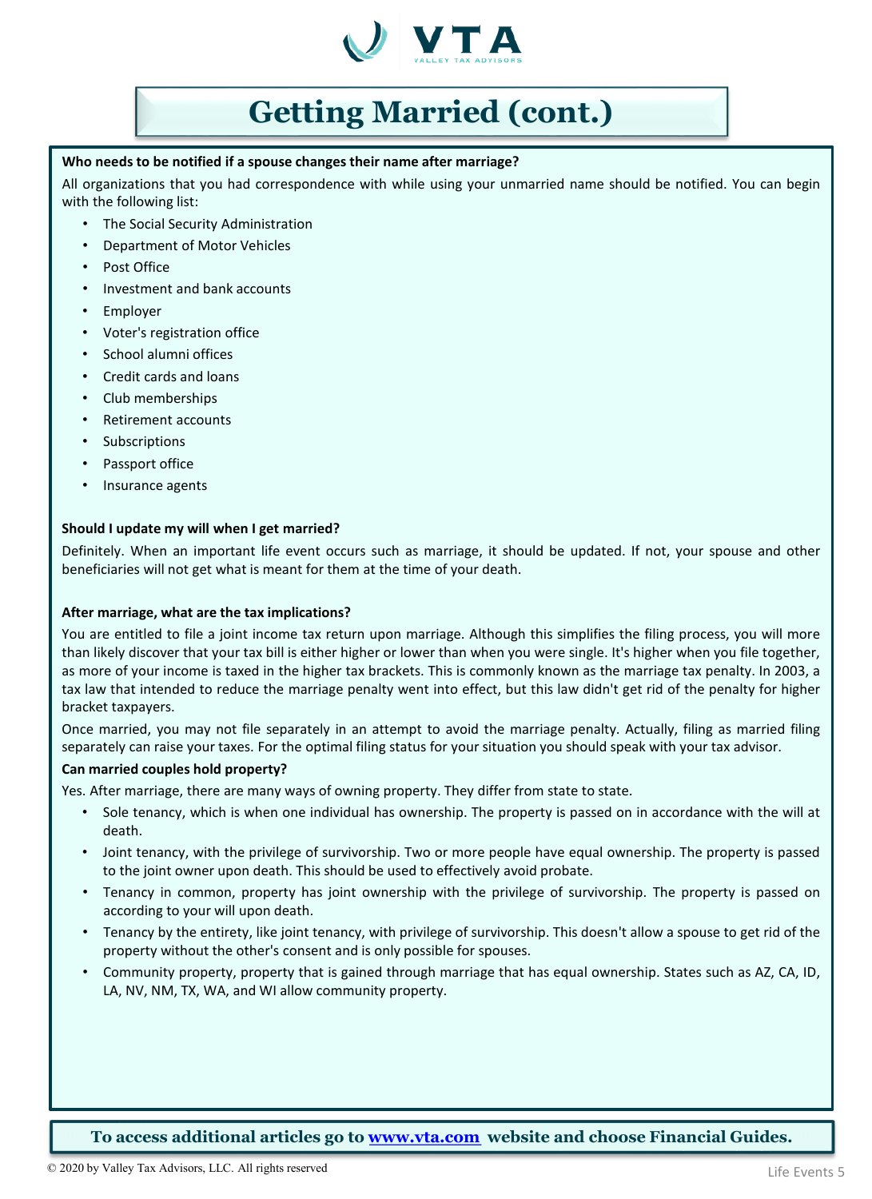# Getting Married (cont.)

**Who needs to be notified if a spouse changes their name after marriage?**

All organizations that you had correspondence with while using your unmarried name should be notified. You can begin with the following list:

- The Social Security Administration
- Department of Motor Vehicles
- Post Office
- Investment and bank accounts
- Employer
- Voter's registration office
- School alumni offices
- Credit cards and loans
- Club memberships
- Retirement accounts
- Subscriptions
- Passport office
- Insurance agents

**Should I update my will when I get married?**

Definitely. When an important life event occurs such as marriage, it should be updated. If not, your spouse and other beneficiaries will not get what is meant for them at the time of your death.

**After marriage, what are the tax implications?**

You are entitled to file a joint income tax return upon marriage. Although this simplifies the filing process, you will more than likely discover that your tax bill is either higher or lower than when you were single. It's higher when you file together, as more of your income is taxed in the higher tax brackets. This is commonly known as the marriage tax penalty. In 2003, a tax law that intended to reduce the marriage penalty went into effect, but this law didn't get rid of the penalty for higher bracket taxpayers.

Once married, you may not file separately in an attempt to avoid the marriage penalty. Actually, filing as married filing separately can raise your taxes. For the optimal filing status for your situation you should speak with your tax advisor.

**Can married couples hold property?**

Yes. After marriage, there are many ways of owning property. They differ from state to state.

- Sole tenancy, which is when one individual has ownership. The property is passed on in accordance with the will at death.
- Joint tenancy, with the privilege of survivorship. Two or more people have equal ownership. The property is passed to the joint owner upon death. This should be used to effectively avoid probate.
- Tenancy in common, property has joint ownership with the privilege of survivorship. The property is passed on according to your will upon death.
- Tenancy by the entirety, like joint tenancy, with privilege of survivorship. This doesn't allow a spouse to get rid of the property without the other's consent and is only possible for spouses.
- Community property, property that is gained through marriage that has equal ownership. States such as AZ, CA, ID, LA, NV, NM, TX, WA, and WI allow community property.

**To access additional articles go to [www.vta.com](http://www.vta.com) website and choose Financial Guides.**

© 2020 by Valley Tax Advisors, LLC. All rights reserved